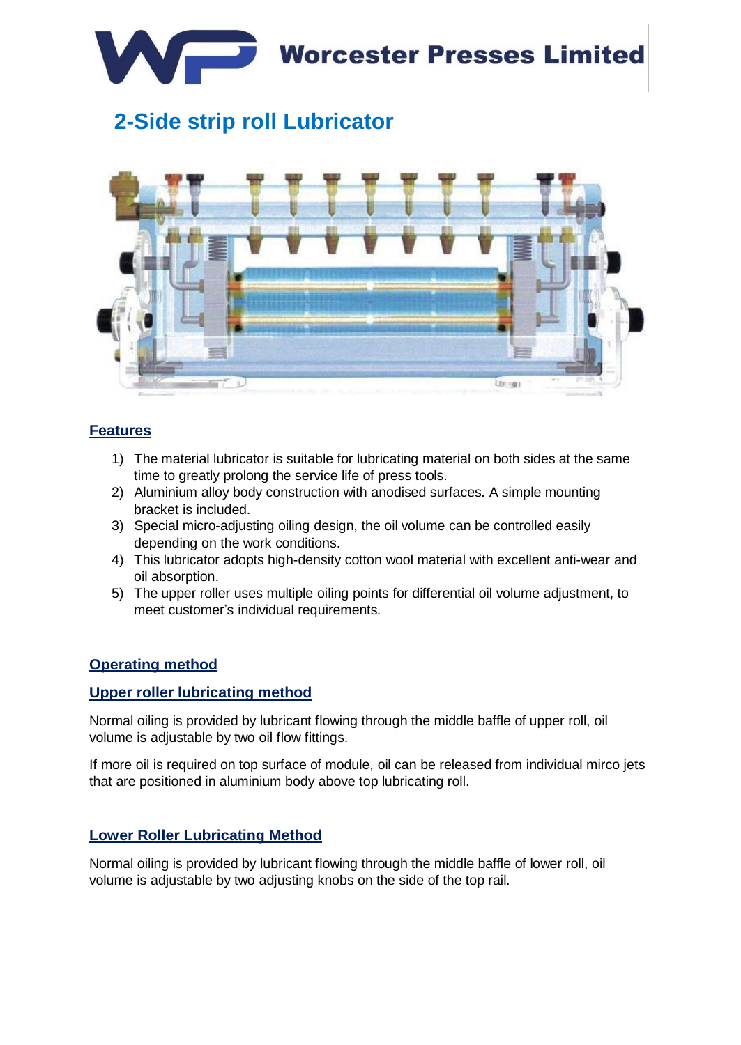Worcester Presses Limited

# 2-Side strip roll Lubricator

## Features

1) The material lubricator is suitable for lubricating material on both sides at the same time to greatly prolong the service life of press tools.
2) Aluminium alloy body construction with anodised surfaces. A simple mounting bracket is included.
3) Special micro-adjusting oiling design, the oil volume can be controlled easily depending on the work conditions.
4) This lubricator adopts high-density cotton wool material with excellent anti-wear and oil absorption.
5) The upper roller uses multiple oiling points for differential oil volume adjustment, to meet customer's individual requirements.

## Operating method

### Upper roller lubricating method

Normal oiling is provided by lubricant flowing through the middle baffle of upper roll, oil volume is adjustable by two oil flow fittings.

If more oil is required on top surface of module, oil can be released from individual mirco jets that are positioned in aluminium body above top lubricating roll.

### Lower Roller Lubricating Method

Normal oiling is provided by lubricant flowing through the middle baffle of lower roll, oil volume is adjustable by two adjusting knobs on the side of the top rail.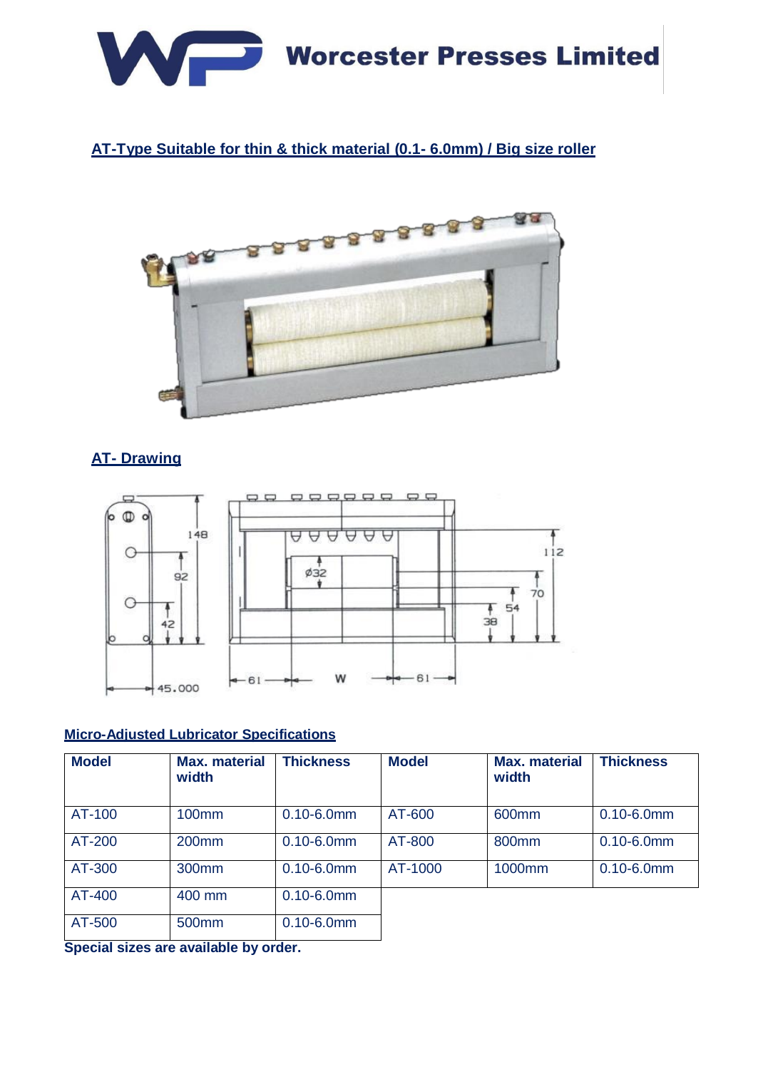## AT-Type Suitable for thin & thick material (0.1- 6.0mm) / Big size roller

## AT- Drawing

## Micro-Adjusted Lubricator Specifications

| Model | Max. material width | Thickness | Model | Max. material width | Thickness |
|---|---|---|---|---|---|
| AT-100 | 100mm | 0.10-6.0mm | AT-600 | 600mm | 0.10-6.0mm |
| AT-200 | 200mm | 0.10-6.0mm | AT-800 | 800mm | 0.10-6.0mm |
| AT-300 | 300mm | 0.10-6.0mm | AT-1000 | 1000mm | 0.10-6.0mm |
| AT-400 | 400 mm | 0.10-6.0mm | | | |
| AT-500 | 500mm | 0.10-6.0mm | | | |

**Special sizes are available by order.**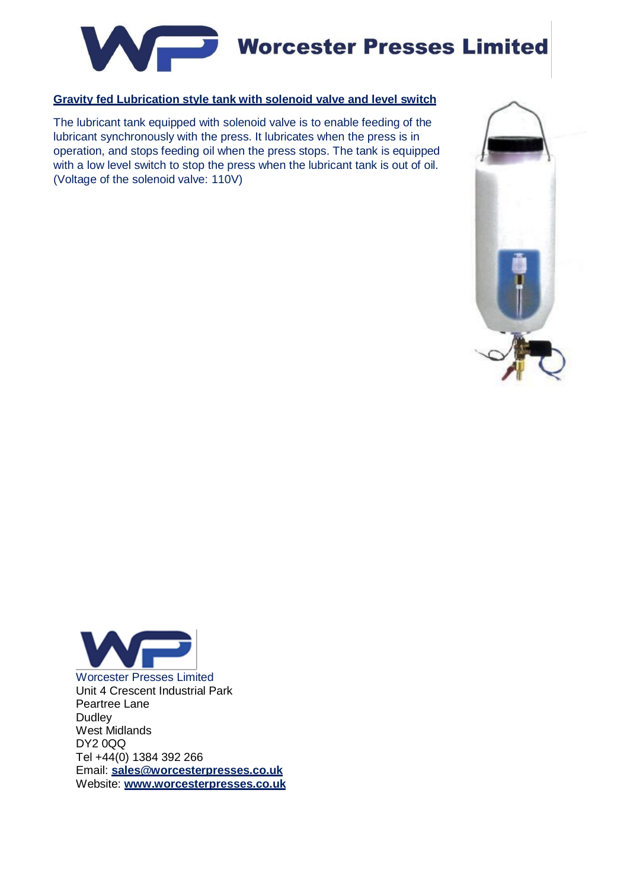Worcester Presses Limited

**Gravity fed Lubrication style tank with solenoid valve and level switch**

The lubricant tank equipped with solenoid valve is to enable feeding of the lubricant synchronously with the press. It lubricates when the press is in operation, and stops feeding oil when the press stops. The tank is equipped with a low level switch to stop the press when the lubricant tank is out of oil. (Voltage of the solenoid valve: 110V)

Worcester Presses Limited
Unit 4 Crescent Industrial Park
Peartree Lane
Dudley
West Midlands
DY2 0QQ
Tel +44(0) 1384 392 266
Email: **sales@worcesterpresses.co.uk**
Website: **www.worcesterpresses.co.uk**